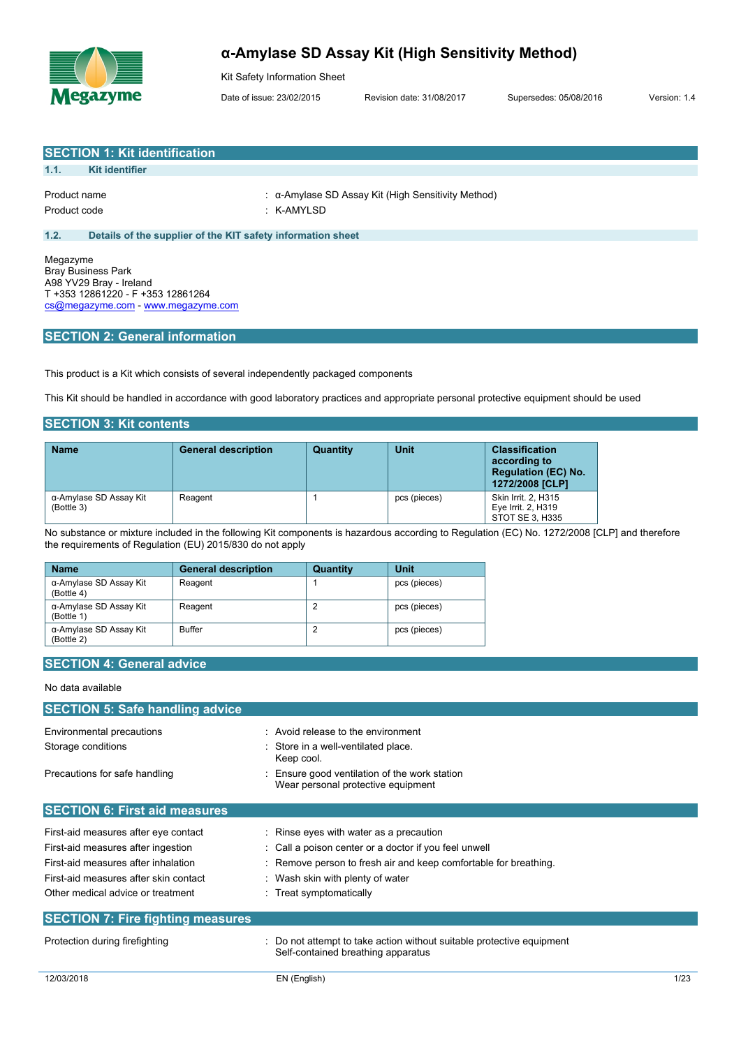# α-Amylase SD Assay Kit (High Sensitivity Method)

Kit Safety Information Sheet

Date of issue: 23/02/2015 Revision date: 31/08/2017 Supersedes: 05/08/2016 Version: 1.4

## SECTION 1: Kit identification

### 1.1. Kit identifier

Product name : α-Amylase SD Assay Kit (High Sensitivity Method)
Product code : K-AMYLSD

### 1.2. Details of the supplier of the KIT safety information sheet

Megazyme
Bray Business Park
A98 YV29 Bray - Ireland
T +353 12861220 - F +353 12861264
cs@megazyme.com - www.megazyme.com

## SECTION 2: General information

This product is a Kit which consists of several independently packaged components

This Kit should be handled in accordance with good laboratory practices and appropriate personal protective equipment should be used

## SECTION 3: Kit contents

| Name | General description | Quantity | Unit | Classification according to Regulation (EC) No. 1272/2008 [CLP] |
|---|---|---|---|---|
| α-Amylase SD Assay Kit (Bottle 3) | Reagent | 1 | pcs (pieces) | Skin Irrit. 2, H315<br>Eye Irrit. 2, H319<br>STOT SE 3, H335 |

No substance or mixture included in the following Kit components is hazardous according to Regulation (EC) No. 1272/2008 [CLP] and therefore the requirements of Regulation (EU) 2015/830 do not apply

| Name | General description | Quantity | Unit |
|---|---|---|---|
| α-Amylase SD Assay Kit (Bottle 4) | Reagent | 1 | pcs (pieces) |
| α-Amylase SD Assay Kit (Bottle 1) | Reagent | 2 | pcs (pieces) |
| α-Amylase SD Assay Kit (Bottle 2) | Buffer | 2 | pcs (pieces) |

## SECTION 4: General advice

No data available

## SECTION 5: Safe handling advice

Environmental precautions : Avoid release to the environment
Storage conditions : Store in a well-ventilated place.
Keep cool.
Precautions for safe handling : Ensure good ventilation of the work station
Wear personal protective equipment

## SECTION 6: First aid measures

First-aid measures after eye contact : Rinse eyes with water as a precaution
First-aid measures after ingestion : Call a poison center or a doctor if you feel unwell
First-aid measures after inhalation : Remove person to fresh air and keep comfortable for breathing.
First-aid measures after skin contact : Wash skin with plenty of water
Other medical advice or treatment : Treat symptomatically

## SECTION 7: Fire fighting measures

Protection during firefighting : Do not attempt to take action without suitable protective equipment
Self-contained breathing apparatus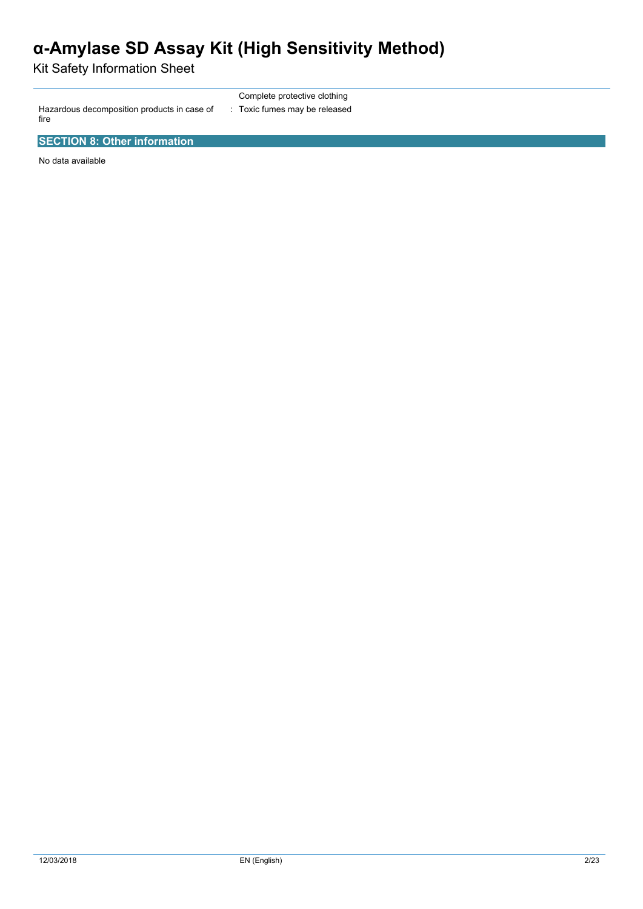| | |
|---|---|
| | Complete protective clothing |
| Hazardous decomposition products in case of fire | : Toxic fumes may be released |

## SECTION 8: Other information

No data available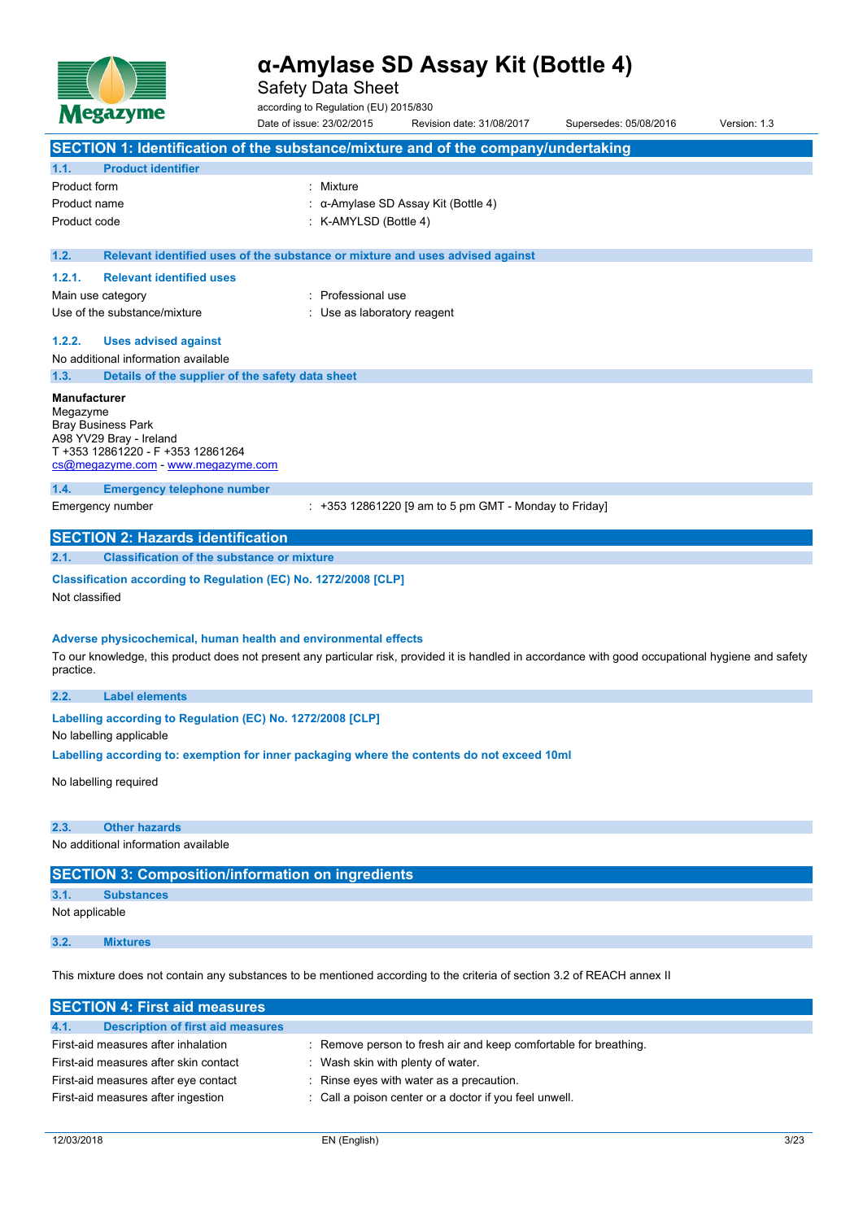# α-Amylase SD Assay Kit (Bottle 4)

Safety Data Sheet

according to Regulation (EU) 2015/830

Date of issue: 23/02/2015 Revision date: 31/08/2017 Supersedes: 05/08/2016 Version: 1.3

## SECTION 1: Identification of the substance/mixture and of the company/undertaking

### 1.1. Product identifier

| | |
|---|---|
| Product form | : Mixture |
| Product name | : α-Amylase SD Assay Kit (Bottle 4) |
| Product code | : K-AMYLSD (Bottle 4) |

### 1.2. Relevant identified uses of the substance or mixture and uses advised against

#### 1.2.1. Relevant identified uses

| | |
|---|---|
| Main use category | : Professional use |
| Use of the substance/mixture | : Use as laboratory reagent |

#### 1.2.2. Uses advised against

No additional information available

### 1.3. Details of the supplier of the safety data sheet

**Manufacturer**
Megazyme
Bray Business Park
A98 YV29 Bray - Ireland
T +353 12861220 - F +353 12861264
cs@megazyme.com - www.megazyme.com

### 1.4. Emergency telephone number

| | |
|---|---|
| Emergency number | : +353 12861220 [9 am to 5 pm GMT - Monday to Friday] |

## SECTION 2: Hazards identification

### 2.1. Classification of the substance or mixture

**Classification according to Regulation (EC) No. 1272/2008 [CLP]**

Not classified

**Adverse physicochemical, human health and environmental effects**

To our knowledge, this product does not present any particular risk, provided it is handled in accordance with good occupational hygiene and safety practice.

### 2.2. Label elements

**Labelling according to Regulation (EC) No. 1272/2008 [CLP]**

No labelling applicable

**Labelling according to: exemption for inner packaging where the contents do not exceed 10ml**

No labelling required

### 2.3. Other hazards

No additional information available

## SECTION 3: Composition/information on ingredients

### 3.1. Substances

Not applicable

### 3.2. Mixtures

This mixture does not contain any substances to be mentioned according to the criteria of section 3.2 of REACH annex II

## SECTION 4: First aid measures

### 4.1. Description of first aid measures

| | |
|---|---|
| First-aid measures after inhalation | : Remove person to fresh air and keep comfortable for breathing. |
| First-aid measures after skin contact | : Wash skin with plenty of water. |
| First-aid measures after eye contact | : Rinse eyes with water as a precaution. |
| First-aid measures after ingestion | : Call a poison center or a doctor if you feel unwell. |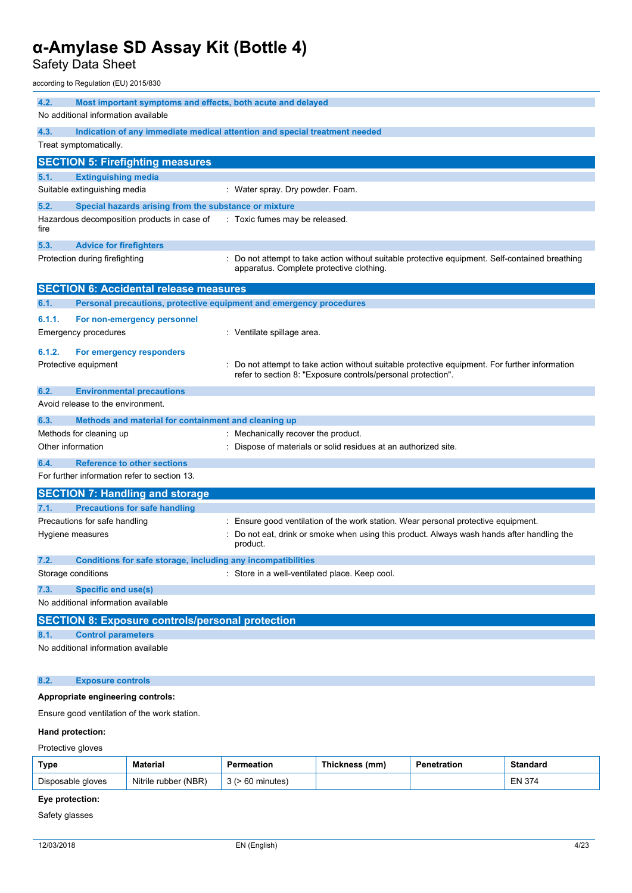### 4.2. Most important symptoms and effects, both acute and delayed

No additional information available

### 4.3. Indication of any immediate medical attention and special treatment needed

Treat symptomatically.

## SECTION 5: Firefighting measures

### 5.1. Extinguishing media

Suitable extinguishing media : Water spray. Dry powder. Foam.

### 5.2. Special hazards arising from the substance or mixture

Hazardous decomposition products in case of fire : Toxic fumes may be released.

### 5.3. Advice for firefighters

Protection during firefighting : Do not attempt to take action without suitable protective equipment. Self-contained breathing apparatus. Complete protective clothing.

## SECTION 6: Accidental release measures

### 6.1. Personal precautions, protective equipment and emergency procedures

#### 6.1.1. For non-emergency personnel

Emergency procedures : Ventilate spillage area.

#### 6.1.2. For emergency responders

Protective equipment : Do not attempt to take action without suitable protective equipment. For further information refer to section 8: "Exposure controls/personal protection".

### 6.2. Environmental precautions

Avoid release to the environment.

### 6.3. Methods and material for containment and cleaning up

Methods for cleaning up : Mechanically recover the product.

Other information : Dispose of materials or solid residues at an authorized site.

### 6.4. Reference to other sections

For further information refer to section 13.

## SECTION 7: Handling and storage

### 7.1. Precautions for safe handling

Precautions for safe handling : Ensure good ventilation of the work station. Wear personal protective equipment.

Hygiene measures : Do not eat, drink or smoke when using this product. Always wash hands after handling the product.

### 7.2. Conditions for safe storage, including any incompatibilities

Storage conditions : Store in a well-ventilated place. Keep cool.

### 7.3. Specific end use(s)

No additional information available

## SECTION 8: Exposure controls/personal protection

### 8.1. Control parameters

No additional information available

### 8.2. Exposure controls

**Appropriate engineering controls:**

Ensure good ventilation of the work station.

**Hand protection:**

Protective gloves

| Type | Material | Permeation | Thickness (mm) | Penetration | Standard |
|---|---|---|---|---|---|
| Disposable gloves | Nitrile rubber (NBR) | 3 (> 60 minutes) | | | EN 374 |

**Eye protection:**

Safety glasses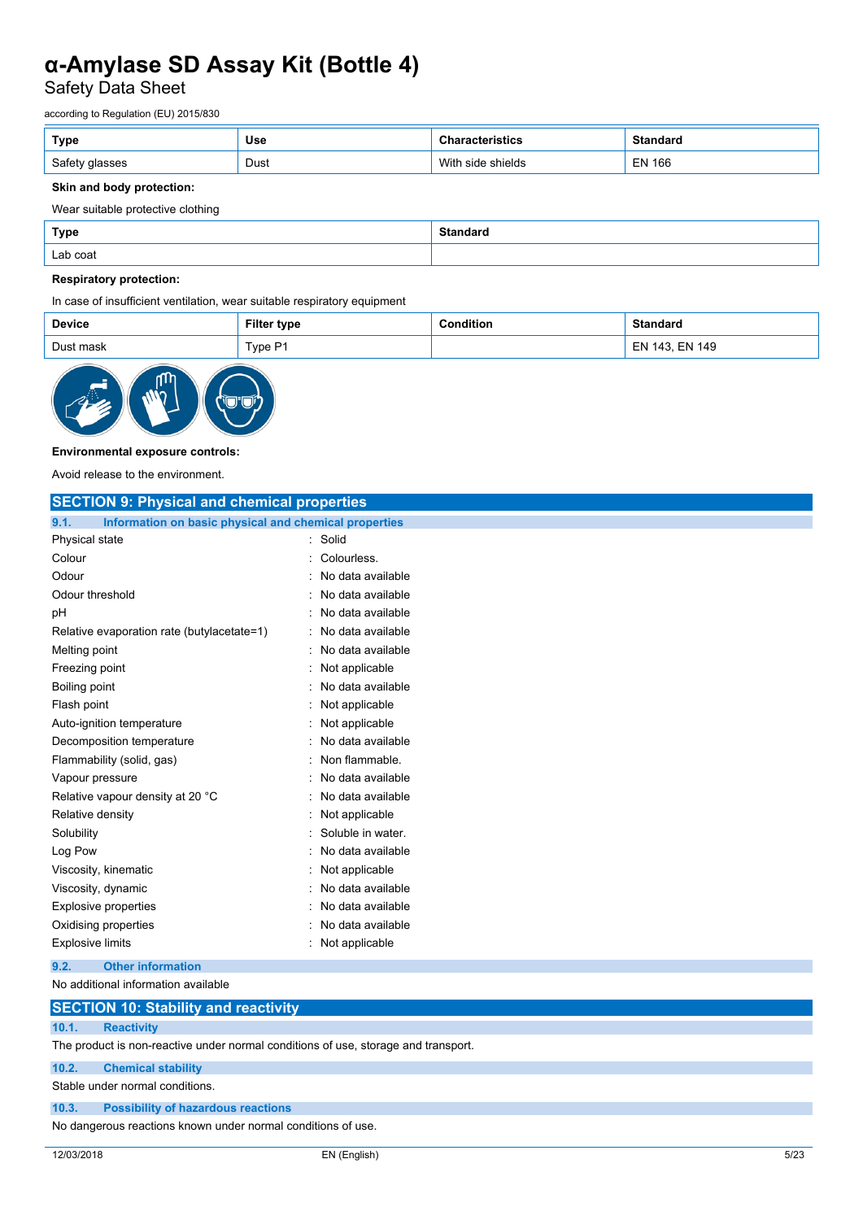| Type | Use | Characteristics | Standard |
|---|---|---|---|
| Safety glasses | Dust | With side shields | EN 166 |

**Skin and body protection:**

Wear suitable protective clothing

| Type | Standard |
|---|---|
| Lab coat | |

**Respiratory protection:**

In case of insufficient ventilation, wear suitable respiratory equipment

| Device | Filter type | Condition | Standard |
|---|---|---|---|
| Dust mask | Type P1 | | EN 143, EN 149 |

**Environmental exposure controls:**

Avoid release to the environment.

## SECTION 9: Physical and chemical properties

### 9.1. Information on basic physical and chemical properties

| | |
|---|---|
| Physical state | : Solid |
| Colour | : Colourless. |
| Odour | : No data available |
| Odour threshold | : No data available |
| pH | : No data available |
| Relative evaporation rate (butylacetate=1) | : No data available |
| Melting point | : No data available |
| Freezing point | : Not applicable |
| Boiling point | : No data available |
| Flash point | : Not applicable |
| Auto-ignition temperature | : Not applicable |
| Decomposition temperature | : No data available |
| Flammability (solid, gas) | : Non flammable. |
| Vapour pressure | : No data available |
| Relative vapour density at 20 °C | : No data available |
| Relative density | : Not applicable |
| Solubility | : Soluble in water. |
| Log Pow | : No data available |
| Viscosity, kinematic | : Not applicable |
| Viscosity, dynamic | : No data available |
| Explosive properties | : No data available |
| Oxidising properties | : No data available |
| Explosive limits | : Not applicable |

### 9.2. Other information

No additional information available

## SECTION 10: Stability and reactivity

### 10.1. Reactivity

The product is non-reactive under normal conditions of use, storage and transport.

### 10.2. Chemical stability

Stable under normal conditions.

### 10.3. Possibility of hazardous reactions

No dangerous reactions known under normal conditions of use.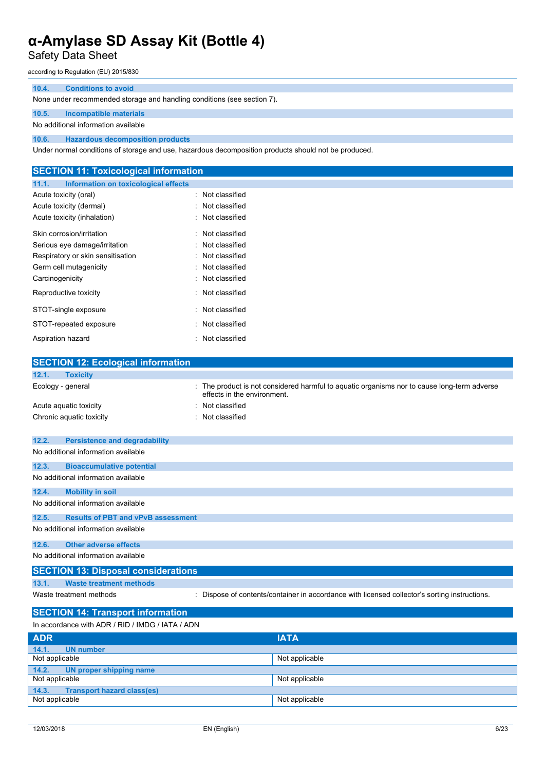#### 10.4. Conditions to avoid

None under recommended storage and handling conditions (see section 7).

#### 10.5. Incompatible materials

No additional information available

#### 10.6. Hazardous decomposition products

Under normal conditions of storage and use, hazardous decomposition products should not be produced.

## SECTION 11: Toxicological information

#### 11.1. Information on toxicological effects

| | |
|---|---|
| Acute toxicity (oral) | : Not classified |
| Acute toxicity (dermal) | : Not classified |
| Acute toxicity (inhalation) | : Not classified |
| Skin corrosion/irritation | : Not classified |
| Serious eye damage/irritation | : Not classified |
| Respiratory or skin sensitisation | : Not classified |
| Germ cell mutagenicity | : Not classified |
| Carcinogenicity | : Not classified |
| Reproductive toxicity | : Not classified |
| STOT-single exposure | : Not classified |
| STOT-repeated exposure | : Not classified |
| Aspiration hazard | : Not classified |

## SECTION 12: Ecological information

#### 12.1. Toxicity

| | |
|---|---|
| Ecology - general | : The product is not considered harmful to aquatic organisms nor to cause long-term adverse effects in the environment. |
| Acute aquatic toxicity | : Not classified |
| Chronic aquatic toxicity | : Not classified |

#### 12.2. Persistence and degradability

No additional information available

#### 12.3. Bioaccumulative potential

No additional information available

#### 12.4. Mobility in soil

No additional information available

#### 12.5. Results of PBT and vPvB assessment

No additional information available

#### 12.6. Other adverse effects

No additional information available

## SECTION 13: Disposal considerations

#### 13.1. Waste treatment methods

| | |
|---|---|
| Waste treatment methods | : Dispose of contents/container in accordance with licensed collector's sorting instructions. |

## SECTION 14: Transport information

In accordance with ADR / RID / IMDG / IATA / ADN

| ADR | IATA |
|---|---|
| **14.1. UN number** | |
| Not applicable | Not applicable |
| **14.2. UN proper shipping name** | |
| Not applicable | Not applicable |
| **14.3. Transport hazard class(es)** | |
| Not applicable | Not applicable |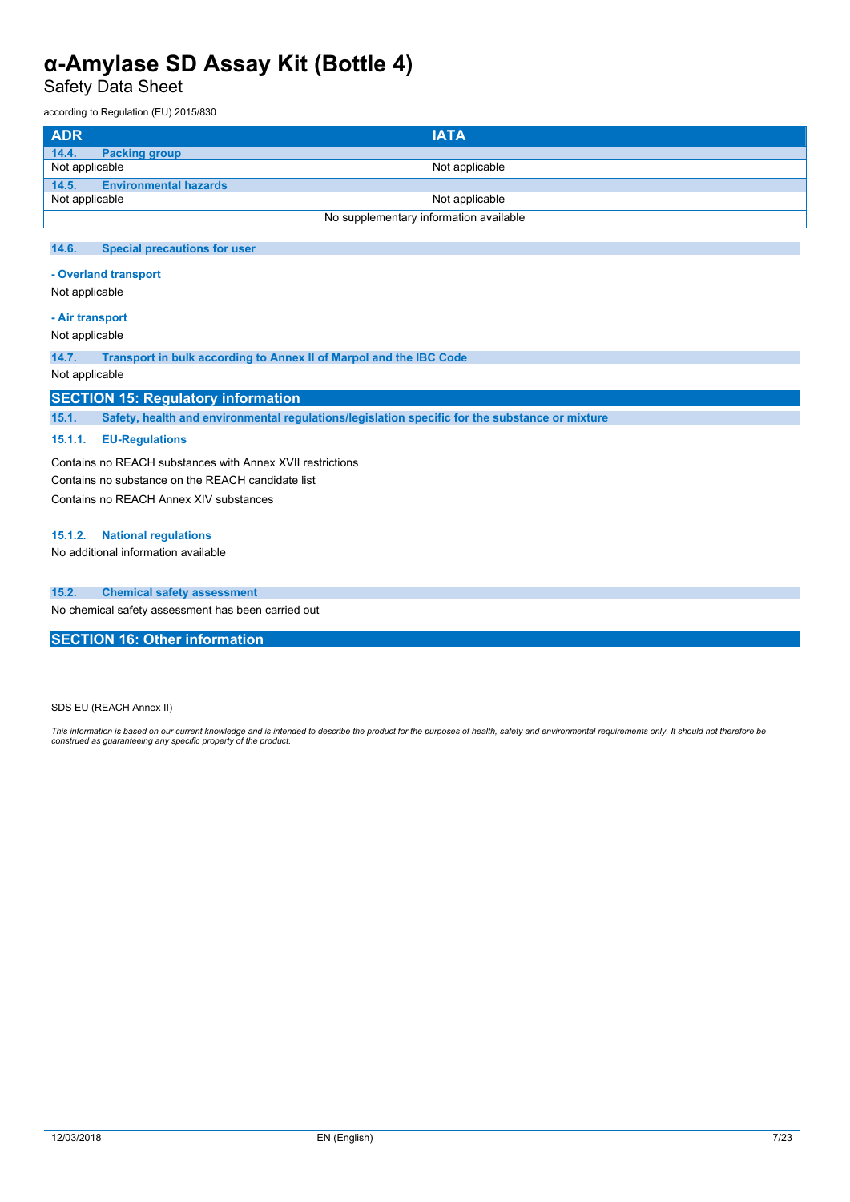| ADR | IATA |
|---|---|
| **14.4. Packing group** | |
| Not applicable | Not applicable |
| **14.5. Environmental hazards** | |
| Not applicable | Not applicable |
| No supplementary information available | |

### 14.6. Special precautions for user

**- Overland transport**

Not applicable

**- Air transport**

Not applicable

### 14.7. Transport in bulk according to Annex II of Marpol and the IBC Code

Not applicable

## SECTION 15: Regulatory information

### 15.1. Safety, health and environmental regulations/legislation specific for the substance or mixture

#### 15.1.1. EU-Regulations

Contains no REACH substances with Annex XVII restrictions

Contains no substance on the REACH candidate list

Contains no REACH Annex XIV substances

#### 15.1.2. National regulations

No additional information available

### 15.2. Chemical safety assessment

No chemical safety assessment has been carried out

## SECTION 16: Other information

SDS EU (REACH Annex II)

*This information is based on our current knowledge and is intended to describe the product for the purposes of health, safety and environmental requirements only. It should not therefore be construed as guaranteeing any specific property of the product.*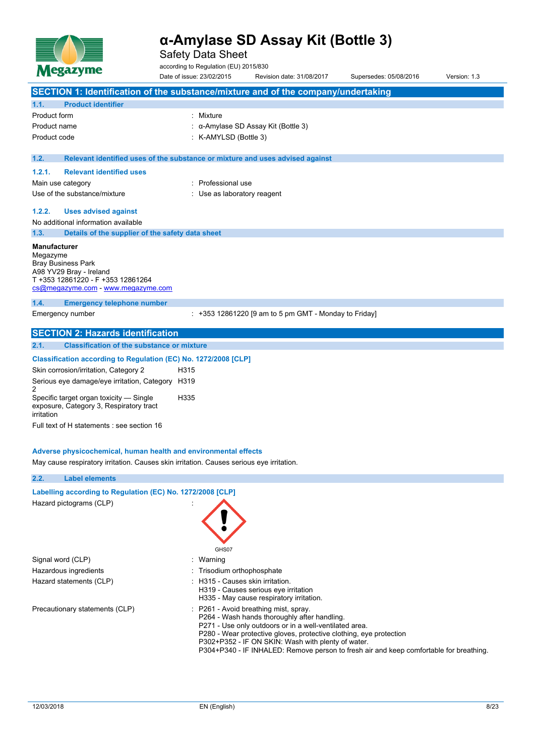# α-Amylase SD Assay Kit (Bottle 3)

Safety Data Sheet

according to Regulation (EU) 2015/830

Date of issue: 23/02/2015 Revision date: 31/08/2017 Supersedes: 05/08/2016 Version: 1.3

## SECTION 1: Identification of the substance/mixture and of the company/undertaking

### 1.1. Product identifier

| | |
|---|---|
| Product form | : Mixture |
| Product name | : α-Amylase SD Assay Kit (Bottle 3) |
| Product code | : K-AMYLSD (Bottle 3) |

### 1.2. Relevant identified uses of the substance or mixture and uses advised against

#### 1.2.1. Relevant identified uses

| | |
|---|---|
| Main use category | : Professional use |
| Use of the substance/mixture | : Use as laboratory reagent |

#### 1.2.2. Uses advised against

No additional information available

### 1.3. Details of the supplier of the safety data sheet

**Manufacturer**
Megazyme
Bray Business Park
A98 YV29 Bray - Ireland
T +353 12861220 - F +353 12861264
cs@megazyme.com - www.megazyme.com

### 1.4. Emergency telephone number

| | |
|---|---|
| Emergency number | : +353 12861220 [9 am to 5 pm GMT - Monday to Friday] |

## SECTION 2: Hazards identification

### 2.1. Classification of the substance or mixture

**Classification according to Regulation (EC) No. 1272/2008 [CLP]**

| | |
|---|---|
| Skin corrosion/irritation, Category 2 | H315 |
| Serious eye damage/eye irritation, Category 2 | H319 |
| Specific target organ toxicity — Single exposure, Category 3, Respiratory tract irritation | H335 |

Full text of H statements : see section 16

**Adverse physicochemical, human health and environmental effects**

May cause respiratory irritation. Causes skin irritation. Causes serious eye irritation.

### 2.2. Label elements

**Labelling according to Regulation (EC) No. 1272/2008 [CLP]**

Hazard pictograms (CLP) :

GHS07

| | |
|---|---|
| Signal word (CLP) | : Warning |
| Hazardous ingredients | : Trisodium orthophosphate |
| Hazard statements (CLP) | : H315 - Causes skin irritation.<br>H319 - Causes serious eye irritation<br>H335 - May cause respiratory irritation. |
| Precautionary statements (CLP) | : P261 - Avoid breathing mist, spray.<br>P264 - Wash hands thoroughly after handling.<br>P271 - Use only outdoors or in a well-ventilated area.<br>P280 - Wear protective gloves, protective clothing, eye protection<br>P302+P352 - IF ON SKIN: Wash with plenty of water.<br>P304+P340 - IF INHALED: Remove person to fresh air and keep comfortable for breathing. |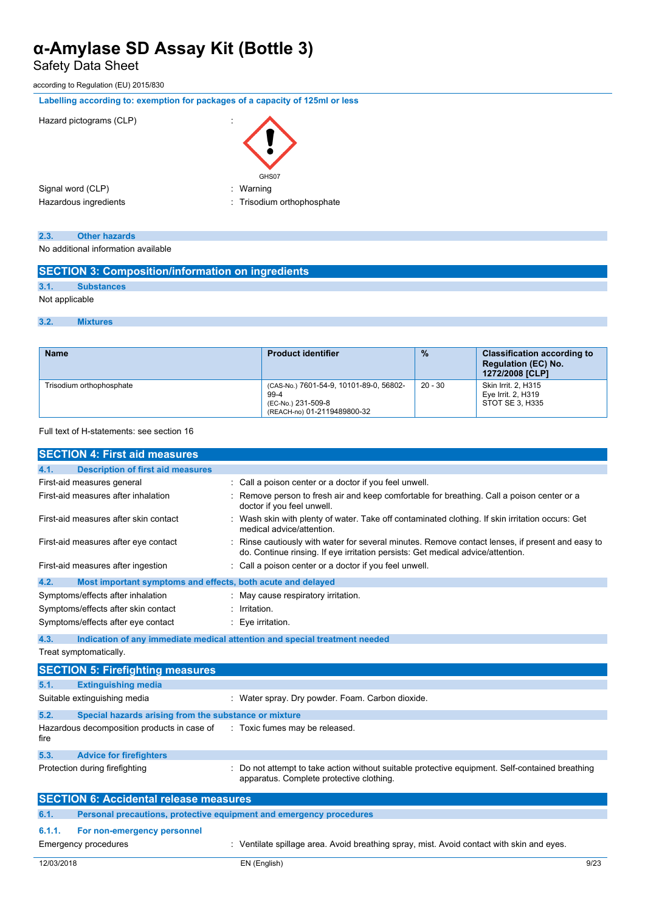Labelling according to: exemption for packages of a capacity of 125ml or less

Hazard pictograms (CLP) :

GHS07

Signal word (CLP) : Warning

Hazardous ingredients : Trisodium orthophosphate

### 2.3. Other hazards

No additional information available

## SECTION 3: Composition/information on ingredients

### 3.1. Substances

Not applicable

### 3.2. Mixtures

| Name | Product identifier | % | Classification according to Regulation (EC) No. 1272/2008 [CLP] |
|---|---|---|---|
| Trisodium orthophosphate | (CAS-No.) 7601-54-9, 10101-89-0, 56802-99-4<br>(EC-No.) 231-509-8<br>(REACH-no) 01-2119489800-32 | 20 - 30 | Skin Irrit. 2, H315<br>Eye Irrit. 2, H319<br>STOT SE 3, H335 |

Full text of H-statements: see section 16

## SECTION 4: First aid measures

### 4.1. Description of first aid measures

First-aid measures general : Call a poison center or a doctor if you feel unwell.

First-aid measures after inhalation : Remove person to fresh air and keep comfortable for breathing. Call a poison center or a doctor if you feel unwell.

First-aid measures after skin contact : Wash skin with plenty of water. Take off contaminated clothing. If skin irritation occurs: Get medical advice/attention.

First-aid measures after eye contact : Rinse cautiously with water for several minutes. Remove contact lenses, if present and easy to do. Continue rinsing. If eye irritation persists: Get medical advice/attention.

First-aid measures after ingestion : Call a poison center or a doctor if you feel unwell.

### 4.2. Most important symptoms and effects, both acute and delayed

Symptoms/effects after inhalation : May cause respiratory irritation.

Symptoms/effects after skin contact : Irritation.

Symptoms/effects after eye contact : Eye irritation.

### 4.3. Indication of any immediate medical attention and special treatment needed

Treat symptomatically.

## SECTION 5: Firefighting measures

### 5.1. Extinguishing media

Suitable extinguishing media : Water spray. Dry powder. Foam. Carbon dioxide.

### 5.2. Special hazards arising from the substance or mixture

Hazardous decomposition products in case of fire : Toxic fumes may be released.

### 5.3. Advice for firefighters

Protection during firefighting : Do not attempt to take action without suitable protective equipment. Self-contained breathing apparatus. Complete protective clothing.

## SECTION 6: Accidental release measures

### 6.1. Personal precautions, protective equipment and emergency procedures

#### 6.1.1. For non-emergency personnel

Emergency procedures : Ventilate spillage area. Avoid breathing spray, mist. Avoid contact with skin and eyes.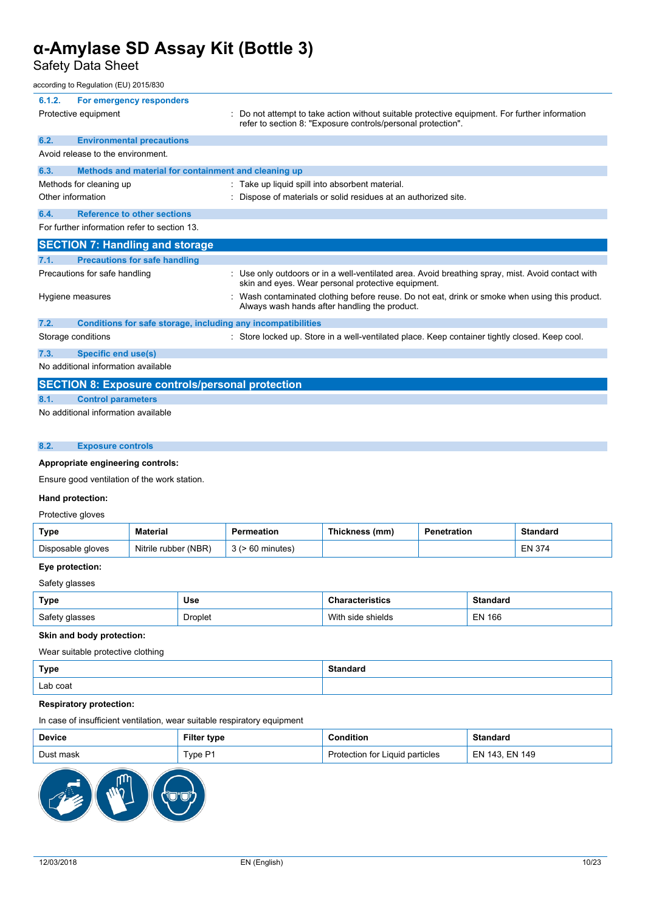#### 6.1.2. For emergency responders

Protective equipment : Do not attempt to take action without suitable protective equipment. For further information refer to section 8: "Exposure controls/personal protection".

### 6.2. Environmental precautions

Avoid release to the environment.

### 6.3. Methods and material for containment and cleaning up

Methods for cleaning up : Take up liquid spill into absorbent material.

Other information : Dispose of materials or solid residues at an authorized site.

### 6.4. Reference to other sections

For further information refer to section 13.

## SECTION 7: Handling and storage

### 7.1. Precautions for safe handling

Precautions for safe handling : Use only outdoors or in a well-ventilated area. Avoid breathing spray, mist. Avoid contact with skin and eyes. Wear personal protective equipment.

Hygiene measures : Wash contaminated clothing before reuse. Do not eat, drink or smoke when using this product. Always wash hands after handling the product.

### 7.2. Conditions for safe storage, including any incompatibilities

Storage conditions : Store locked up. Store in a well-ventilated place. Keep container tightly closed. Keep cool.

### 7.3. Specific end use(s)

No additional information available

## SECTION 8: Exposure controls/personal protection

### 8.1. Control parameters

No additional information available

### 8.2. Exposure controls

**Appropriate engineering controls:**

Ensure good ventilation of the work station.

**Hand protection:**

Protective gloves

| Type | Material | Permeation | Thickness (mm) | Penetration | Standard |
|---|---|---|---|---|---|
| Disposable gloves | Nitrile rubber (NBR) | 3 (> 60 minutes) | | | EN 374 |

**Eye protection:**

Safety glasses

| Type | Use | Characteristics | Standard |
|---|---|---|---|
| Safety glasses | Droplet | With side shields | EN 166 |

**Skin and body protection:**

Wear suitable protective clothing

| Type | Standard |
|---|---|
| Lab coat | |

**Respiratory protection:**

In case of insufficient ventilation, wear suitable respiratory equipment

| Device | Filter type | Condition | Standard |
|---|---|---|---|
| Dust mask | Type P1 | Protection for Liquid particles | EN 143, EN 149 |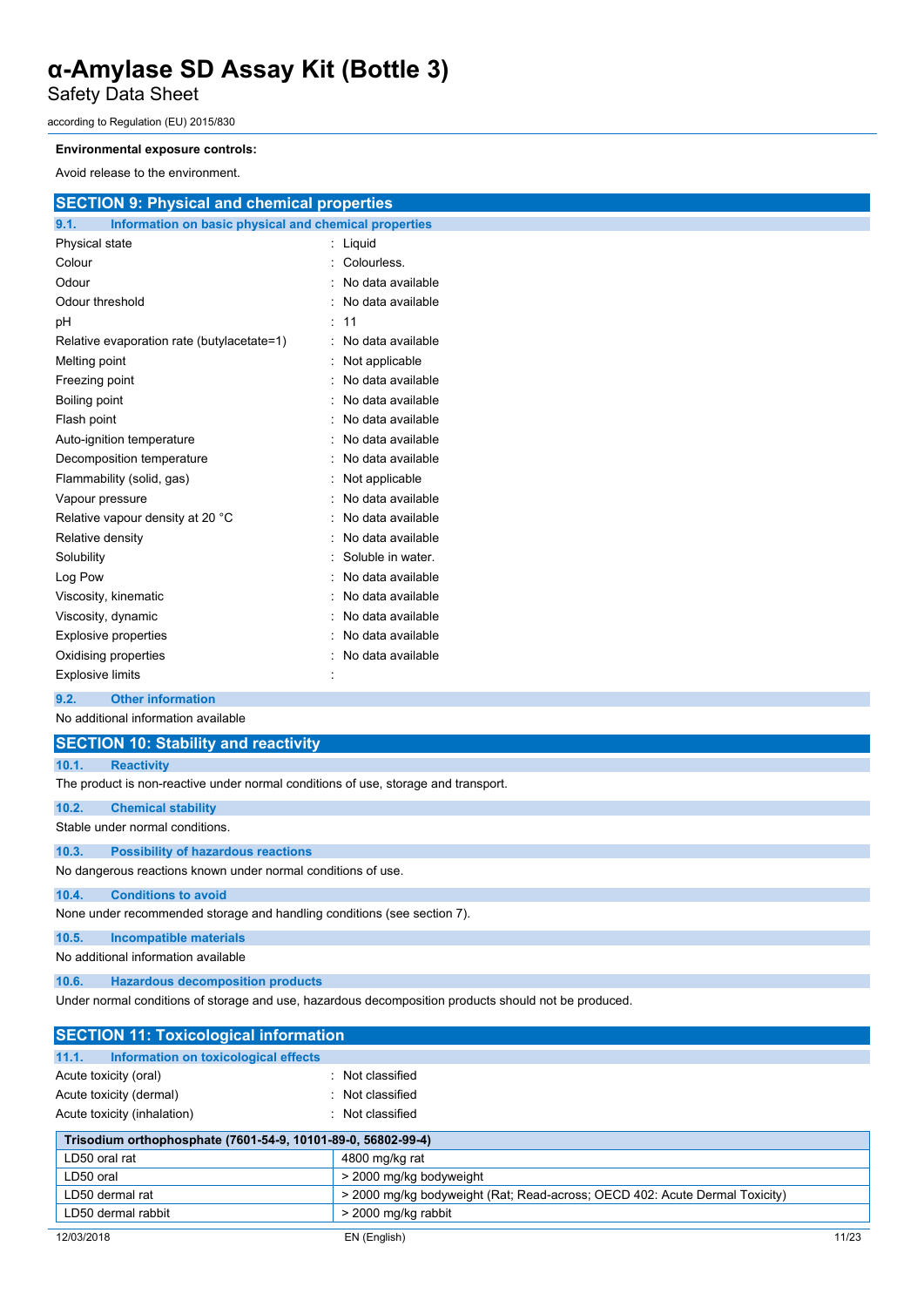**Environmental exposure controls:**

Avoid release to the environment.

## SECTION 9: Physical and chemical properties

### 9.1. Information on basic physical and chemical properties

| | |
|---|---|
| Physical state | : Liquid |
| Colour | : Colourless. |
| Odour | : No data available |
| Odour threshold | : No data available |
| pH | : 11 |
| Relative evaporation rate (butylacetate=1) | : No data available |
| Melting point | : Not applicable |
| Freezing point | : No data available |
| Boiling point | : No data available |
| Flash point | : No data available |
| Auto-ignition temperature | : No data available |
| Decomposition temperature | : No data available |
| Flammability (solid, gas) | : Not applicable |
| Vapour pressure | : No data available |
| Relative vapour density at 20 °C | : No data available |
| Relative density | : No data available |
| Solubility | : Soluble in water. |
| Log Pow | : No data available |
| Viscosity, kinematic | : No data available |
| Viscosity, dynamic | : No data available |
| Explosive properties | : No data available |
| Oxidising properties | : No data available |
| Explosive limits | : |

### 9.2. Other information

No additional information available

## SECTION 10: Stability and reactivity

### 10.1. Reactivity

The product is non-reactive under normal conditions of use, storage and transport.

### 10.2. Chemical stability

Stable under normal conditions.

### 10.3. Possibility of hazardous reactions

No dangerous reactions known under normal conditions of use.

### 10.4. Conditions to avoid

None under recommended storage and handling conditions (see section 7).

### 10.5. Incompatible materials

No additional information available

### 10.6. Hazardous decomposition products

Under normal conditions of storage and use, hazardous decomposition products should not be produced.

## SECTION 11: Toxicological information

### 11.1. Information on toxicological effects

| | |
|---|---|
| Acute toxicity (oral) | : Not classified |
| Acute toxicity (dermal) | : Not classified |
| Acute toxicity (inhalation) | : Not classified |

| Trisodium orthophosphate (7601-54-9, 10101-89-0, 56802-99-4) | |
|---|---|
| LD50 oral rat | 4800 mg/kg rat |
| LD50 oral | > 2000 mg/kg bodyweight |
| LD50 dermal rat | > 2000 mg/kg bodyweight (Rat; Read-across; OECD 402: Acute Dermal Toxicity) |
| LD50 dermal rabbit | > 2000 mg/kg rabbit |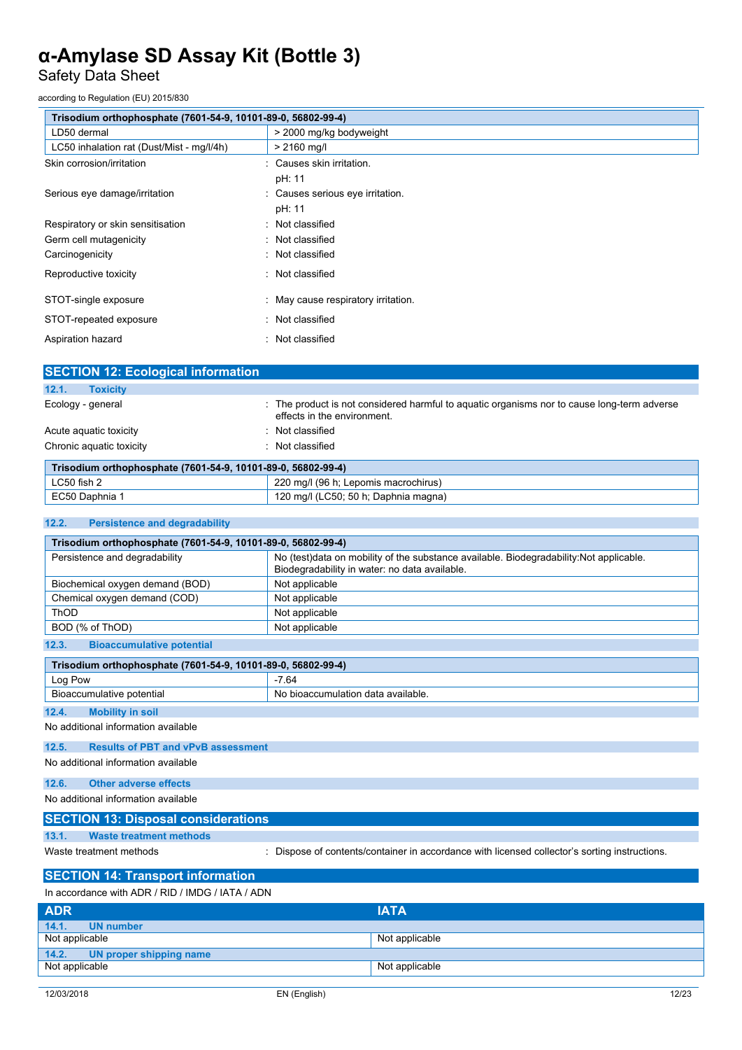| Trisodium orthophosphate (7601-54-9, 10101-89-0, 56802-99-4) | |
|---|---|
| LD50 dermal | > 2000 mg/kg bodyweight |
| LC50 inhalation rat (Dust/Mist - mg/l/4h) | > 2160 mg/l |

Skin corrosion/irritation : Causes skin irritation.
pH: 11

Serious eye damage/irritation : Causes serious eye irritation.
pH: 11

Respiratory or skin sensitisation : Not classified

Germ cell mutagenicity : Not classified

Carcinogenicity : Not classified

Reproductive toxicity : Not classified

STOT-single exposure : May cause respiratory irritation.

STOT-repeated exposure : Not classified

Aspiration hazard : Not classified

## SECTION 12: Ecological information

### 12.1. Toxicity

Ecology - general : The product is not considered harmful to aquatic organisms nor to cause long-term adverse effects in the environment.

Acute aquatic toxicity : Not classified

Chronic aquatic toxicity : Not classified

| Trisodium orthophosphate (7601-54-9, 10101-89-0, 56802-99-4) | |
|---|---|
| LC50 fish 2 | 220 mg/l (96 h; Lepomis macrochirus) |
| EC50 Daphnia 1 | 120 mg/l (LC50; 50 h; Daphnia magna) |

### 12.2. Persistence and degradability

| Trisodium orthophosphate (7601-54-9, 10101-89-0, 56802-99-4) | |
|---|---|
| Persistence and degradability | No (test)data on mobility of the substance available. Biodegradability:Not applicable. Biodegradability in water: no data available. |
| Biochemical oxygen demand (BOD) | Not applicable |
| Chemical oxygen demand (COD) | Not applicable |
| ThOD | Not applicable |
| BOD (% of ThOD) | Not applicable |

### 12.3. Bioaccumulative potential

| Trisodium orthophosphate (7601-54-9, 10101-89-0, 56802-99-4) | |
|---|---|
| Log Pow | -7.64 |
| Bioaccumulative potential | No bioaccumulation data available. |

### 12.4. Mobility in soil

No additional information available

### 12.5. Results of PBT and vPvB assessment

No additional information available

### 12.6. Other adverse effects

No additional information available

## SECTION 13: Disposal considerations

### 13.1. Waste treatment methods

Waste treatment methods : Dispose of contents/container in accordance with licensed collector's sorting instructions.

## SECTION 14: Transport information

In accordance with ADR / RID / IMDG / IATA / ADN

| ADR | IATA |
|---|---|
| **14.1. UN number** | |
| Not applicable | Not applicable |
| **14.2. UN proper shipping name** | |
| Not applicable | Not applicable |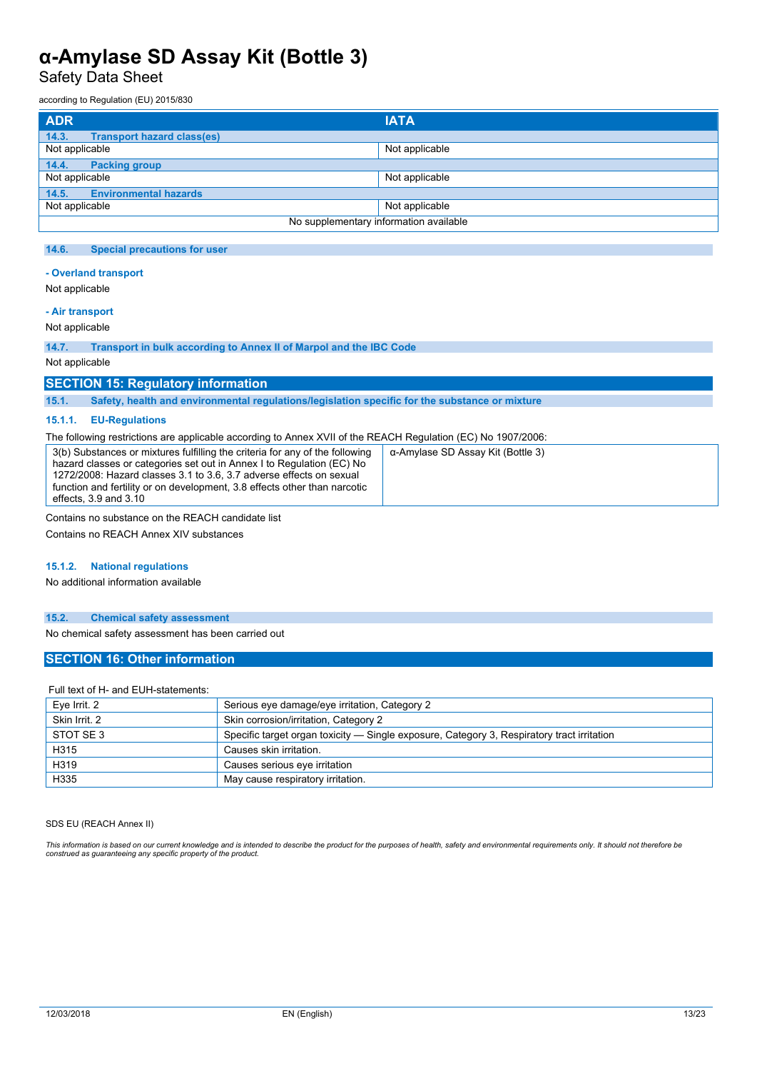| ADR | IATA |
|---|---|
| **14.3. Transport hazard class(es)** | |
| Not applicable | Not applicable |
| **14.4. Packing group** | |
| Not applicable | Not applicable |
| **14.5. Environmental hazards** | |
| Not applicable | Not applicable |
| No supplementary information available | |

### 14.6. Special precautions for user

**- Overland transport**

Not applicable

**- Air transport**

Not applicable

### 14.7. Transport in bulk according to Annex II of Marpol and the IBC Code

Not applicable

## SECTION 15: Regulatory information

### 15.1. Safety, health and environmental regulations/legislation specific for the substance or mixture

#### 15.1.1. EU-Regulations

The following restrictions are applicable according to Annex XVII of the REACH Regulation (EC) No 1907/2006:

| | |
|---|---|
| 3(b) Substances or mixtures fulfilling the criteria for any of the following hazard classes or categories set out in Annex I to Regulation (EC) No 1272/2008: Hazard classes 3.1 to 3.6, 3.7 adverse effects on sexual function and fertility or on development, 3.8 effects other than narcotic effects, 3.9 and 3.10 | α-Amylase SD Assay Kit (Bottle 3) |

Contains no substance on the REACH candidate list

Contains no REACH Annex XIV substances

#### 15.1.2. National regulations

No additional information available

### 15.2. Chemical safety assessment

No chemical safety assessment has been carried out

## SECTION 16: Other information

Full text of H- and EUH-statements:

| | |
|---|---|
| Eye Irrit. 2 | Serious eye damage/eye irritation, Category 2 |
| Skin Irrit. 2 | Skin corrosion/irritation, Category 2 |
| STOT SE 3 | Specific target organ toxicity — Single exposure, Category 3, Respiratory tract irritation |
| H315 | Causes skin irritation. |
| H319 | Causes serious eye irritation |
| H335 | May cause respiratory irritation. |

SDS EU (REACH Annex II)

*This information is based on our current knowledge and is intended to describe the product for the purposes of health, safety and environmental requirements only. It should not therefore be construed as guaranteeing any specific property of the product.*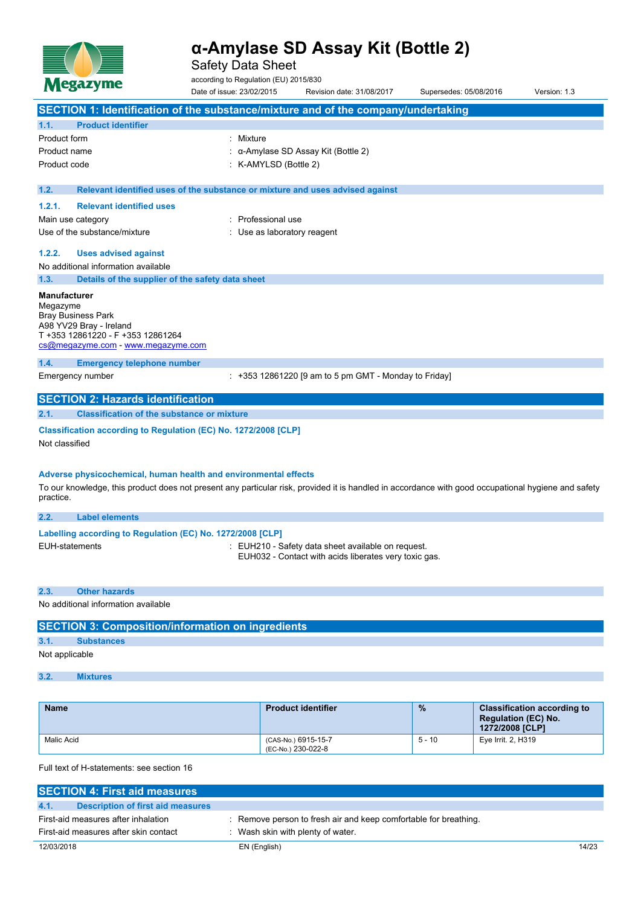# α-Amylase SD Assay Kit (Bottle 2)

Safety Data Sheet

according to Regulation (EU) 2015/830

Date of issue: 23/02/2015 Revision date: 31/08/2017 Supersedes: 05/08/2016 Version: 1.3

## SECTION 1: Identification of the substance/mixture and of the company/undertaking

### 1.1. Product identifier

Product form : Mixture

Product name : α-Amylase SD Assay Kit (Bottle 2)

Product code : K-AMYLSD (Bottle 2)

### 1.2. Relevant identified uses of the substance or mixture and uses advised against

#### 1.2.1. Relevant identified uses

Main use category : Professional use

Use of the substance/mixture : Use as laboratory reagent

#### 1.2.2. Uses advised against

No additional information available

### 1.3. Details of the supplier of the safety data sheet

**Manufacturer**

Megazyme
Bray Business Park
A98 YV29 Bray - Ireland
T +353 12861220 - F +353 12861264
cs@megazyme.com - www.megazyme.com

### 1.4. Emergency telephone number

Emergency number : +353 12861220 [9 am to 5 pm GMT - Monday to Friday]

## SECTION 2: Hazards identification

### 2.1. Classification of the substance or mixture

**Classification according to Regulation (EC) No. 1272/2008 [CLP]**

Not classified

**Adverse physicochemical, human health and environmental effects**

To our knowledge, this product does not present any particular risk, provided it is handled in accordance with good occupational hygiene and safety practice.

### 2.2. Label elements

**Labelling according to Regulation (EC) No. 1272/2008 [CLP]**

EUH-statements : EUH210 - Safety data sheet available on request.
EUH032 - Contact with acids liberates very toxic gas.

### 2.3. Other hazards

No additional information available

## SECTION 3: Composition/information on ingredients

### 3.1. Substances

Not applicable

### 3.2. Mixtures

| Name | Product identifier | % | Classification according to Regulation (EC) No. 1272/2008 [CLP] |
|---|---|---|---|
| Malic Acid | (CAS-No.) 6915-15-7<br>(EC-No.) 230-022-8 | 5 - 10 | Eye Irrit. 2, H319 |

Full text of H-statements: see section 16

## SECTION 4: First aid measures

### 4.1. Description of first aid measures

First-aid measures after inhalation : Remove person to fresh air and keep comfortable for breathing.

First-aid measures after skin contact : Wash skin with plenty of water.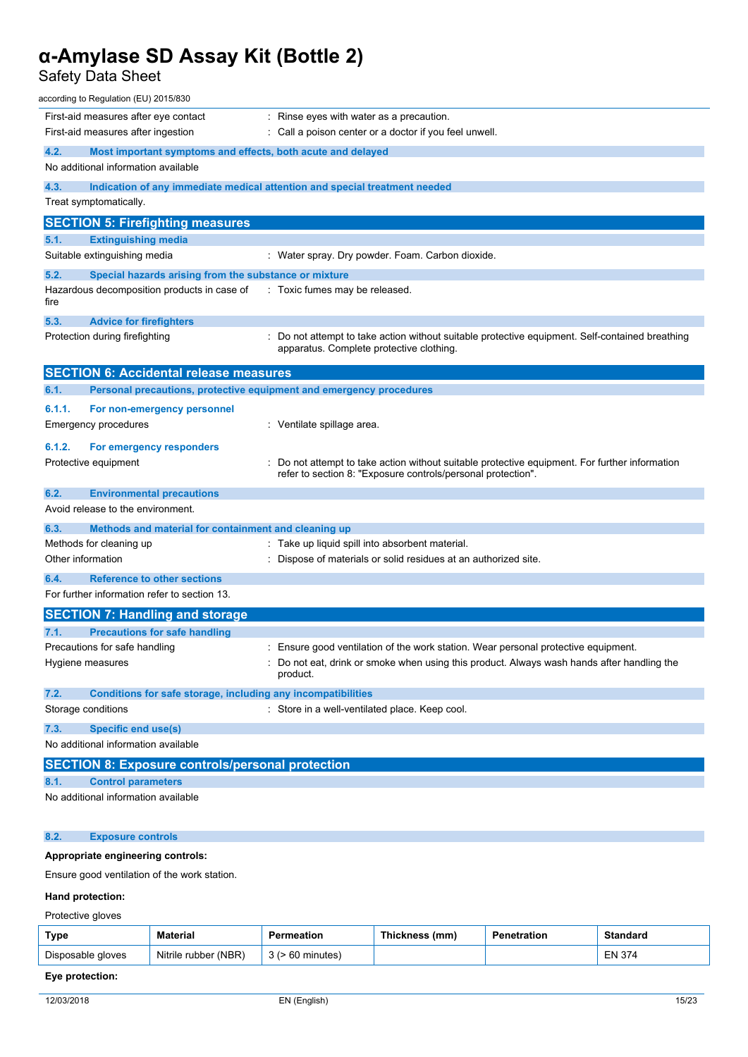First-aid measures after eye contact : Rinse eyes with water as a precaution.

First-aid measures after ingestion : Call a poison center or a doctor if you feel unwell.

### 4.2. Most important symptoms and effects, both acute and delayed

No additional information available

### 4.3. Indication of any immediate medical attention and special treatment needed

Treat symptomatically.

## SECTION 5: Firefighting measures

### 5.1. Extinguishing media

Suitable extinguishing media : Water spray. Dry powder. Foam. Carbon dioxide.

### 5.2. Special hazards arising from the substance or mixture

Hazardous decomposition products in case of fire : Toxic fumes may be released.

### 5.3. Advice for firefighters

Protection during firefighting : Do not attempt to take action without suitable protective equipment. Self-contained breathing apparatus. Complete protective clothing.

## SECTION 6: Accidental release measures

### 6.1. Personal precautions, protective equipment and emergency procedures

#### 6.1.1. For non-emergency personnel

Emergency procedures : Ventilate spillage area.

#### 6.1.2. For emergency responders

Protective equipment : Do not attempt to take action without suitable protective equipment. For further information refer to section 8: "Exposure controls/personal protection".

### 6.2. Environmental precautions

Avoid release to the environment.

### 6.3. Methods and material for containment and cleaning up

Methods for cleaning up : Take up liquid spill into absorbent material.

Other information : Dispose of materials or solid residues at an authorized site.

### 6.4. Reference to other sections

For further information refer to section 13.

## SECTION 7: Handling and storage

### 7.1. Precautions for safe handling

Precautions for safe handling : Ensure good ventilation of the work station. Wear personal protective equipment.

Hygiene measures : Do not eat, drink or smoke when using this product. Always wash hands after handling the product.

### 7.2. Conditions for safe storage, including any incompatibilities

Storage conditions : Store in a well-ventilated place. Keep cool.

### 7.3. Specific end use(s)

No additional information available

## SECTION 8: Exposure controls/personal protection

### 8.1. Control parameters

No additional information available

### 8.2. Exposure controls

**Appropriate engineering controls:**

Ensure good ventilation of the work station.

**Hand protection:**

Protective gloves

| Type | Material | Permeation | Thickness (mm) | Penetration | Standard |
|---|---|---|---|---|---|
| Disposable gloves | Nitrile rubber (NBR) | 3 (> 60 minutes) | | | EN 374 |

**Eye protection:**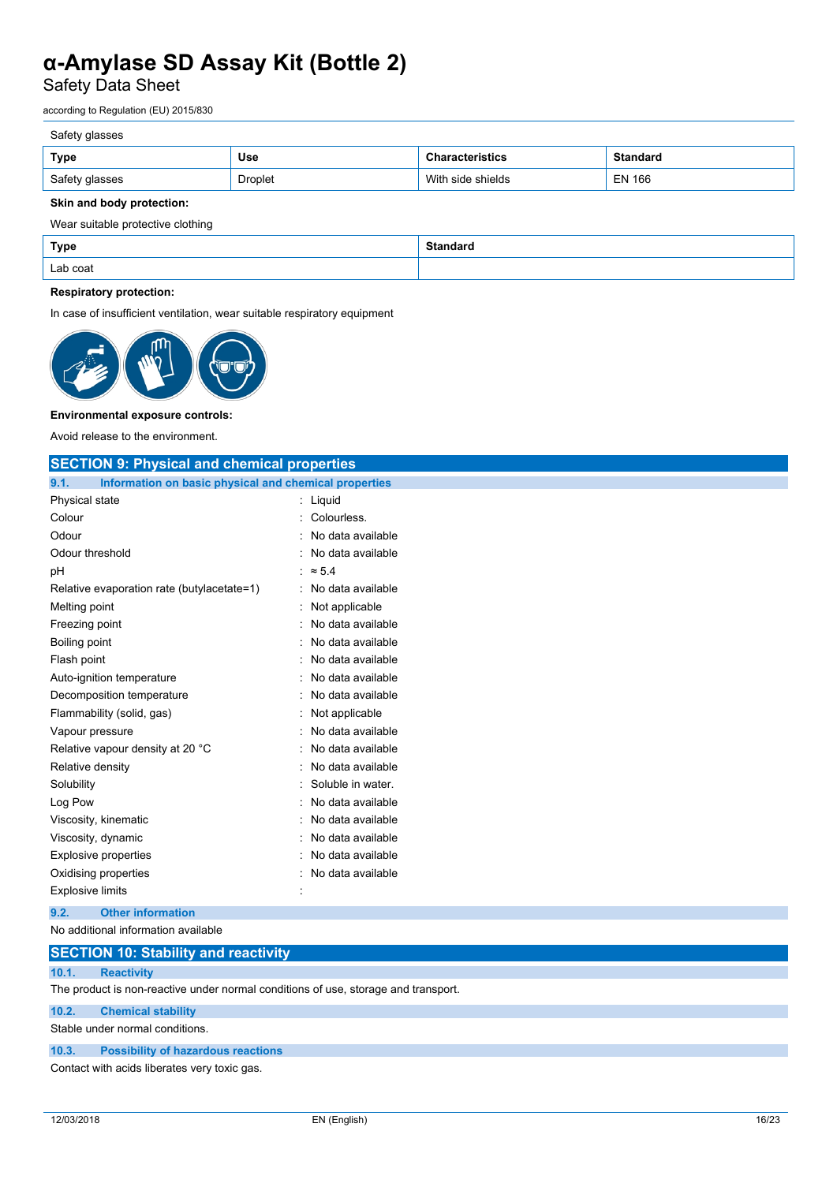Safety glasses

| Type | Use | Characteristics | Standard |
|---|---|---|---|
| Safety glasses | Droplet | With side shields | EN 166 |

**Skin and body protection:**

Wear suitable protective clothing

| Type | Standard |
|---|---|
| Lab coat | |

**Respiratory protection:**

In case of insufficient ventilation, wear suitable respiratory equipment

**Environmental exposure controls:**

Avoid release to the environment.

## SECTION 9: Physical and chemical properties

### 9.1. Information on basic physical and chemical properties

| | |
|---|---|
| Physical state | : Liquid |
| Colour | : Colourless. |
| Odour | : No data available |
| Odour threshold | : No data available |
| pH | : ≈ 5.4 |
| Relative evaporation rate (butylacetate=1) | : No data available |
| Melting point | : Not applicable |
| Freezing point | : No data available |
| Boiling point | : No data available |
| Flash point | : No data available |
| Auto-ignition temperature | : No data available |
| Decomposition temperature | : No data available |
| Flammability (solid, gas) | : Not applicable |
| Vapour pressure | : No data available |
| Relative vapour density at 20 °C | : No data available |
| Relative density | : No data available |
| Solubility | : Soluble in water. |
| Log Pow | : No data available |
| Viscosity, kinematic | : No data available |
| Viscosity, dynamic | : No data available |
| Explosive properties | : No data available |
| Oxidising properties | : No data available |
| Explosive limits | : |

### 9.2. Other information

No additional information available

## SECTION 10: Stability and reactivity

### 10.1. Reactivity

The product is non-reactive under normal conditions of use, storage and transport.

### 10.2. Chemical stability

Stable under normal conditions.

### 10.3. Possibility of hazardous reactions

Contact with acids liberates very toxic gas.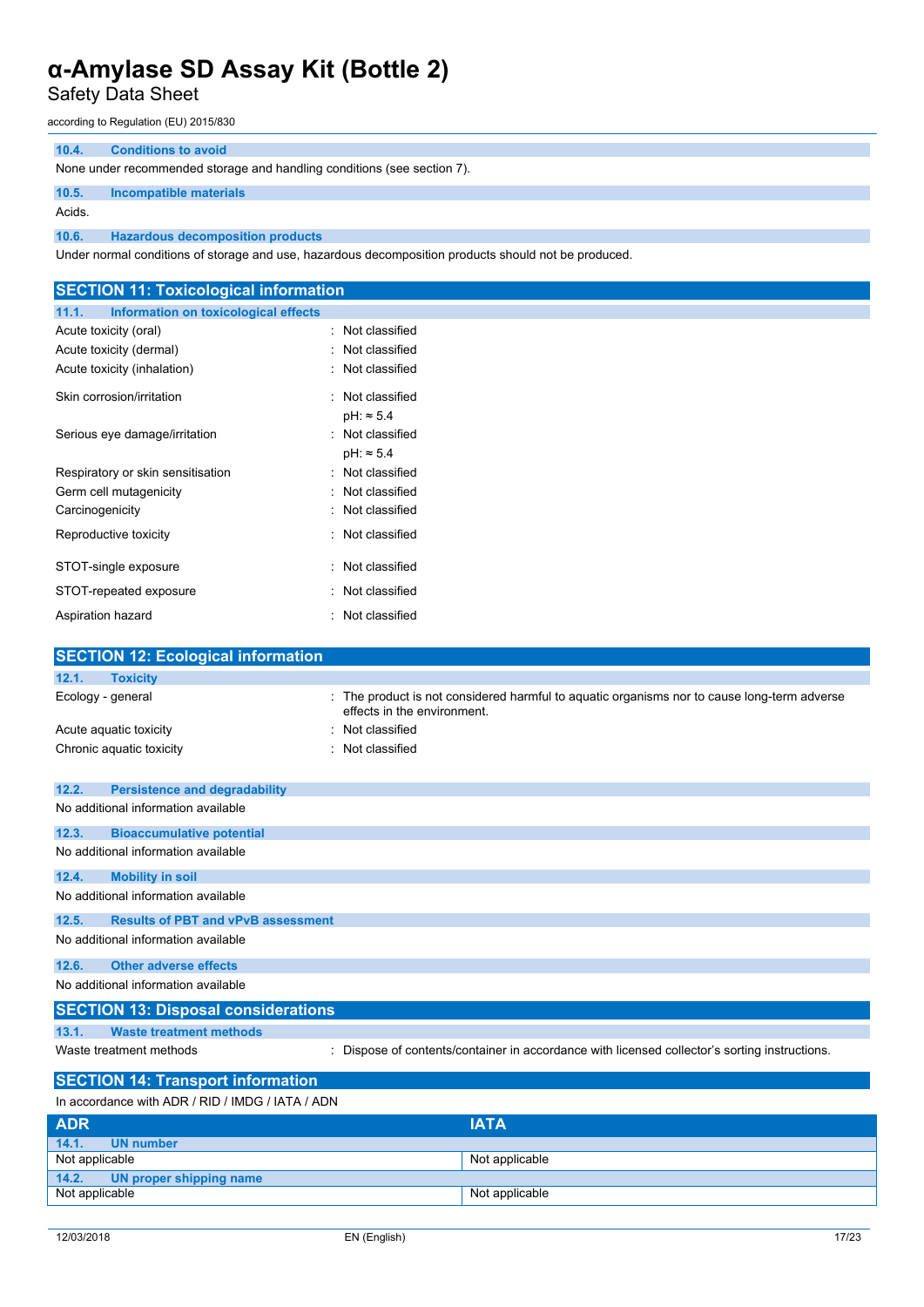### 10.4. Conditions to avoid

None under recommended storage and handling conditions (see section 7).

### 10.5. Incompatible materials

Acids.

### 10.6. Hazardous decomposition products

Under normal conditions of storage and use, hazardous decomposition products should not be produced.

## SECTION 11: Toxicological information

### 11.1. Information on toxicological effects

| | |
|---|---|
| Acute toxicity (oral) | : Not classified |
| Acute toxicity (dermal) | : Not classified |
| Acute toxicity (inhalation) | : Not classified |
| Skin corrosion/irritation | : Not classified<br>pH: ≈ 5.4 |
| Serious eye damage/irritation | : Not classified<br>pH: ≈ 5.4 |
| Respiratory or skin sensitisation | : Not classified |
| Germ cell mutagenicity | : Not classified |
| Carcinogenicity | : Not classified |
| Reproductive toxicity | : Not classified |
| STOT-single exposure | : Not classified |
| STOT-repeated exposure | : Not classified |
| Aspiration hazard | : Not classified |

## SECTION 12: Ecological information

### 12.1. Toxicity

| | |
|---|---|
| Ecology - general | : The product is not considered harmful to aquatic organisms nor to cause long-term adverse effects in the environment. |
| Acute aquatic toxicity | : Not classified |
| Chronic aquatic toxicity | : Not classified |

### 12.2. Persistence and degradability

No additional information available

### 12.3. Bioaccumulative potential

No additional information available

### 12.4. Mobility in soil

No additional information available

### 12.5. Results of PBT and vPvB assessment

No additional information available

### 12.6. Other adverse effects

No additional information available

## SECTION 13: Disposal considerations

### 13.1. Waste treatment methods

| | |
|---|---|
| Waste treatment methods | : Dispose of contents/container in accordance with licensed collector's sorting instructions. |

## SECTION 14: Transport information

In accordance with ADR / RID / IMDG / IATA / ADN

| ADR | IATA |
|---|---|
| **14.1. UN number** | |
| Not applicable | Not applicable |
| **14.2. UN proper shipping name** | |
| Not applicable | Not applicable |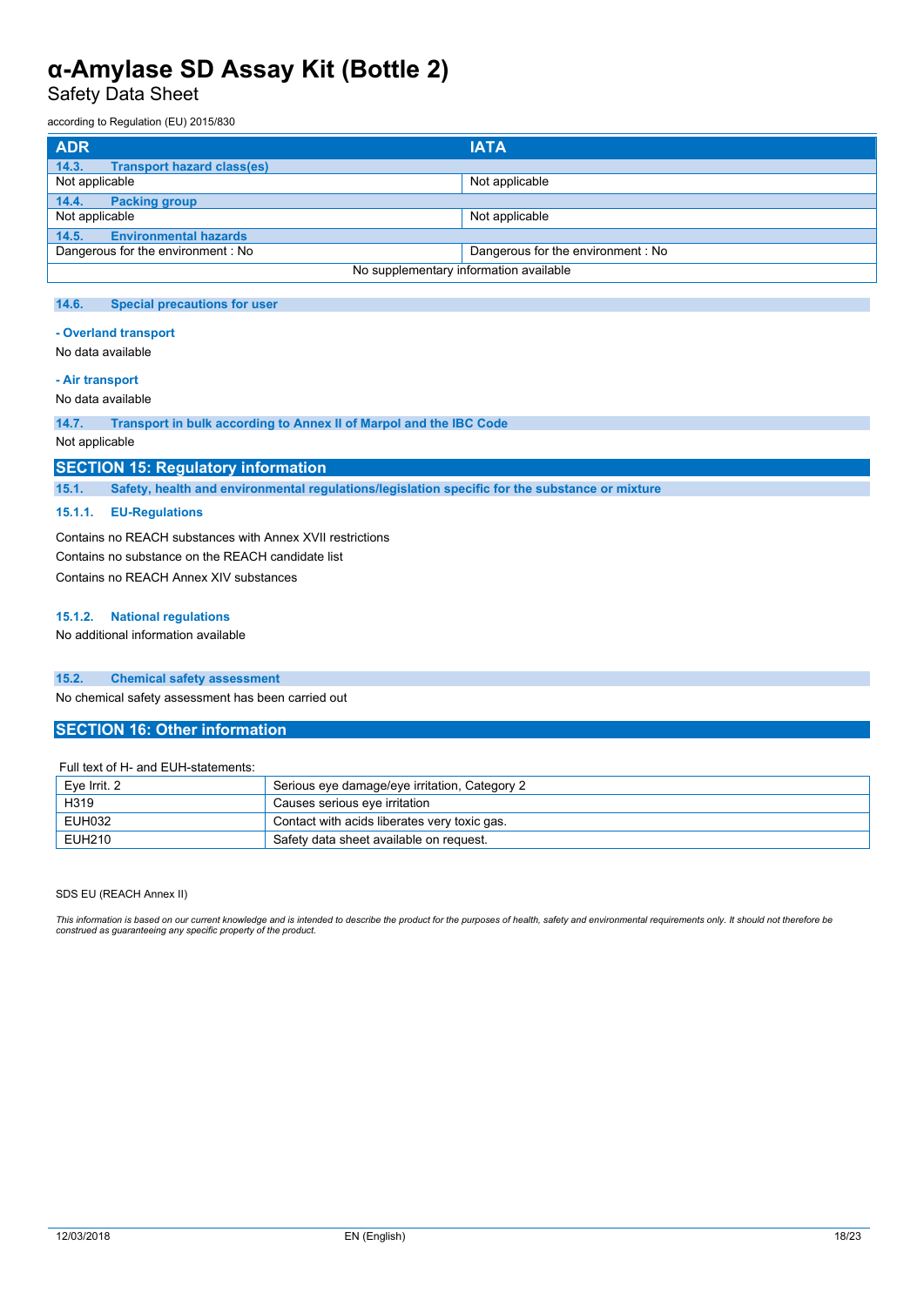| ADR | IATA |
|---|---|
| **14.3. Transport hazard class(es)** | |
| Not applicable | Not applicable |
| **14.4. Packing group** | |
| Not applicable | Not applicable |
| **14.5. Environmental hazards** | |
| Dangerous for the environment : No | Dangerous for the environment : No |
| No supplementary information available | |

### 14.6. Special precautions for user

**- Overland transport**

No data available

**- Air transport**

No data available

### 14.7. Transport in bulk according to Annex II of Marpol and the IBC Code

Not applicable

## SECTION 15: Regulatory information

### 15.1. Safety, health and environmental regulations/legislation specific for the substance or mixture

#### 15.1.1. EU-Regulations

Contains no REACH substances with Annex XVII restrictions

Contains no substance on the REACH candidate list

Contains no REACH Annex XIV substances

#### 15.1.2. National regulations

No additional information available

### 15.2. Chemical safety assessment

No chemical safety assessment has been carried out

## SECTION 16: Other information

Full text of H- and EUH-statements:

| | |
|---|---|
| Eye Irrit. 2 | Serious eye damage/eye irritation, Category 2 |
| H319 | Causes serious eye irritation |
| EUH032 | Contact with acids liberates very toxic gas. |
| EUH210 | Safety data sheet available on request. |

SDS EU (REACH Annex II)

*This information is based on our current knowledge and is intended to describe the product for the purposes of health, safety and environmental requirements only. It should not therefore be construed as guaranteeing any specific property of the product.*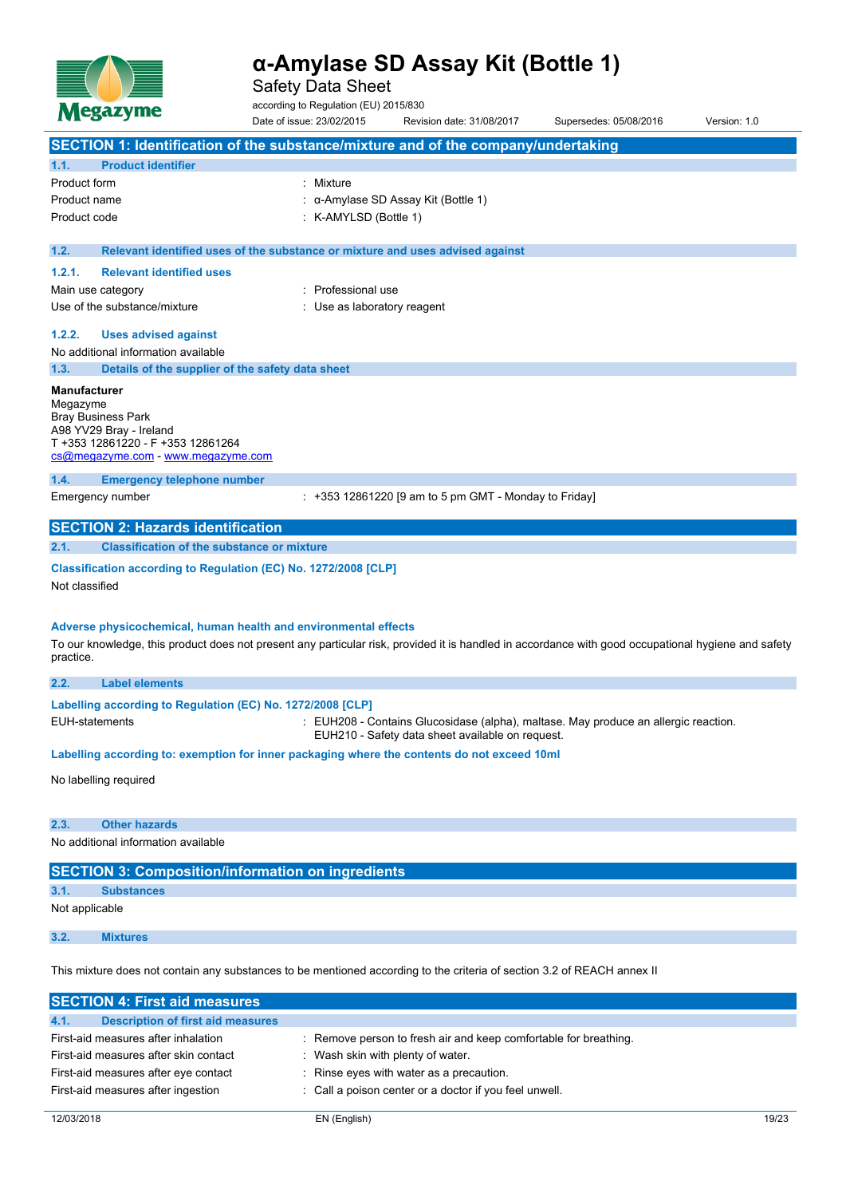# α-Amylase SD Assay Kit (Bottle 1)

Safety Data Sheet

according to Regulation (EU) 2015/830

Date of issue: 23/02/2015 Revision date: 31/08/2017 Supersedes: 05/08/2016 Version: 1.0

## SECTION 1: Identification of the substance/mixture and of the company/undertaking

### 1.1. Product identifier

| | |
|---|---|
| Product form | : Mixture |
| Product name | : α-Amylase SD Assay Kit (Bottle 1) |
| Product code | : K-AMYLSD (Bottle 1) |

### 1.2. Relevant identified uses of the substance or mixture and uses advised against

#### 1.2.1. Relevant identified uses

| | |
|---|---|
| Main use category | : Professional use |
| Use of the substance/mixture | : Use as laboratory reagent |

#### 1.2.2. Uses advised against

No additional information available

### 1.3. Details of the supplier of the safety data sheet

**Manufacturer**
Megazyme
Bray Business Park
A98 YV29 Bray - Ireland
T +353 12861220 - F +353 12861264
cs@megazyme.com - www.megazyme.com

### 1.4. Emergency telephone number

| | |
|---|---|
| Emergency number | : +353 12861220 [9 am to 5 pm GMT - Monday to Friday] |

## SECTION 2: Hazards identification

### 2.1. Classification of the substance or mixture

**Classification according to Regulation (EC) No. 1272/2008 [CLP]**

Not classified

**Adverse physicochemical, human health and environmental effects**

To our knowledge, this product does not present any particular risk, provided it is handled in accordance with good occupational hygiene and safety practice.

### 2.2. Label elements

**Labelling according to Regulation (EC) No. 1272/2008 [CLP]**

| | |
|---|---|
| EUH-statements | : EUH208 - Contains Glucosidase (alpha), maltase. May produce an allergic reaction.<br>EUH210 - Safety data sheet available on request. |

**Labelling according to: exemption for inner packaging where the contents do not exceed 10ml**

No labelling required

### 2.3. Other hazards

No additional information available

## SECTION 3: Composition/information on ingredients

### 3.1. Substances

Not applicable

### 3.2. Mixtures

This mixture does not contain any substances to be mentioned according to the criteria of section 3.2 of REACH annex II

## SECTION 4: First aid measures

### 4.1. Description of first aid measures

| | |
|---|---|
| First-aid measures after inhalation | : Remove person to fresh air and keep comfortable for breathing. |
| First-aid measures after skin contact | : Wash skin with plenty of water. |
| First-aid measures after eye contact | : Rinse eyes with water as a precaution. |
| First-aid measures after ingestion | : Call a poison center or a doctor if you feel unwell. |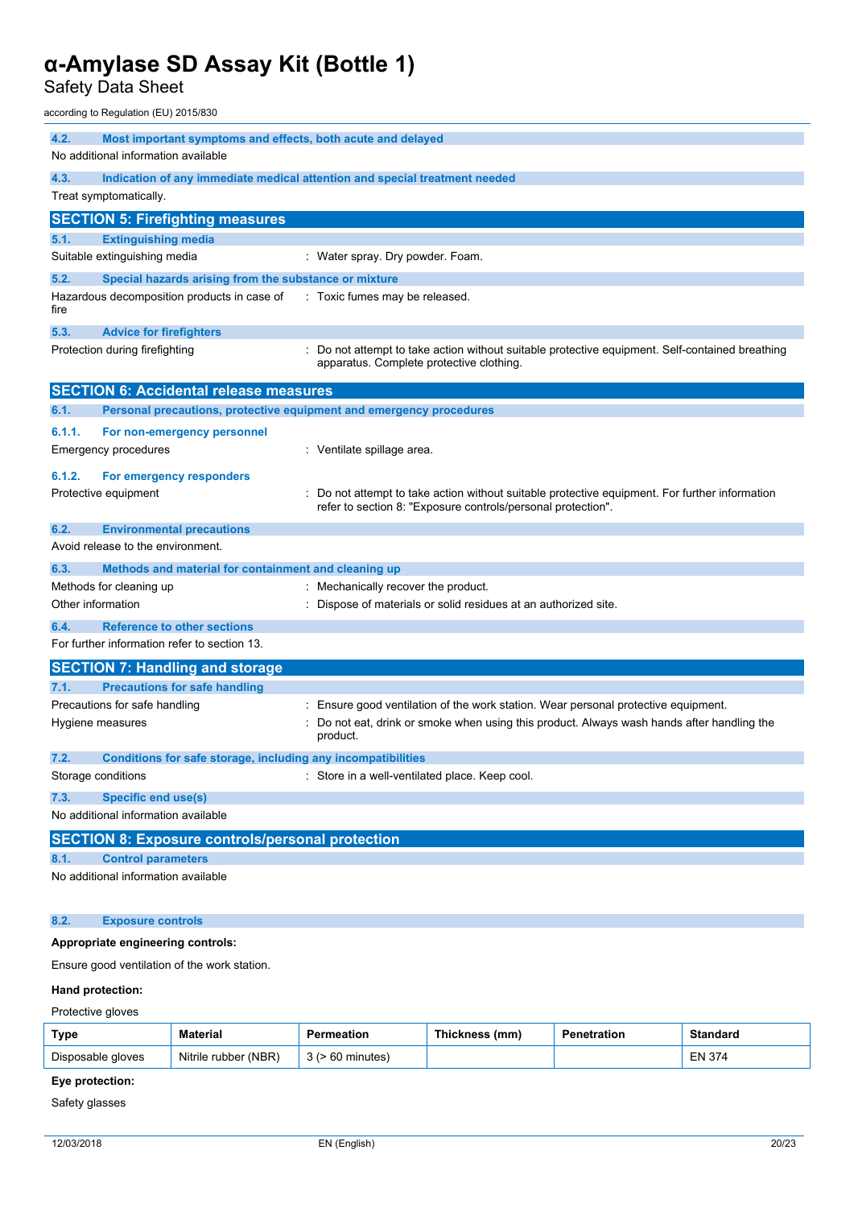### 4.2. Most important symptoms and effects, both acute and delayed

No additional information available

### 4.3. Indication of any immediate medical attention and special treatment needed

Treat symptomatically.

## SECTION 5: Firefighting measures

### 5.1. Extinguishing media

Suitable extinguishing media : Water spray. Dry powder. Foam.

### 5.2. Special hazards arising from the substance or mixture

Hazardous decomposition products in case of fire : Toxic fumes may be released.

### 5.3. Advice for firefighters

Protection during firefighting : Do not attempt to take action without suitable protective equipment. Self-contained breathing apparatus. Complete protective clothing.

## SECTION 6: Accidental release measures

### 6.1. Personal precautions, protective equipment and emergency procedures

#### 6.1.1. For non-emergency personnel

Emergency procedures : Ventilate spillage area.

#### 6.1.2. For emergency responders

Protective equipment : Do not attempt to take action without suitable protective equipment. For further information refer to section 8: "Exposure controls/personal protection".

### 6.2. Environmental precautions

Avoid release to the environment.

### 6.3. Methods and material for containment and cleaning up

Methods for cleaning up : Mechanically recover the product.

Other information : Dispose of materials or solid residues at an authorized site.

### 6.4. Reference to other sections

For further information refer to section 13.

## SECTION 7: Handling and storage

### 7.1. Precautions for safe handling

Precautions for safe handling : Ensure good ventilation of the work station. Wear personal protective equipment.

Hygiene measures : Do not eat, drink or smoke when using this product. Always wash hands after handling the product.

### 7.2. Conditions for safe storage, including any incompatibilities

Storage conditions : Store in a well-ventilated place. Keep cool.

### 7.3. Specific end use(s)

No additional information available

## SECTION 8: Exposure controls/personal protection

### 8.1. Control parameters

No additional information available

### 8.2. Exposure controls

**Appropriate engineering controls:**

Ensure good ventilation of the work station.

**Hand protection:**

Protective gloves

| Type | Material | Permeation | Thickness (mm) | Penetration | Standard |
|---|---|---|---|---|---|
| Disposable gloves | Nitrile rubber (NBR) | 3 (> 60 minutes) | | | EN 374 |

**Eye protection:**

Safety glasses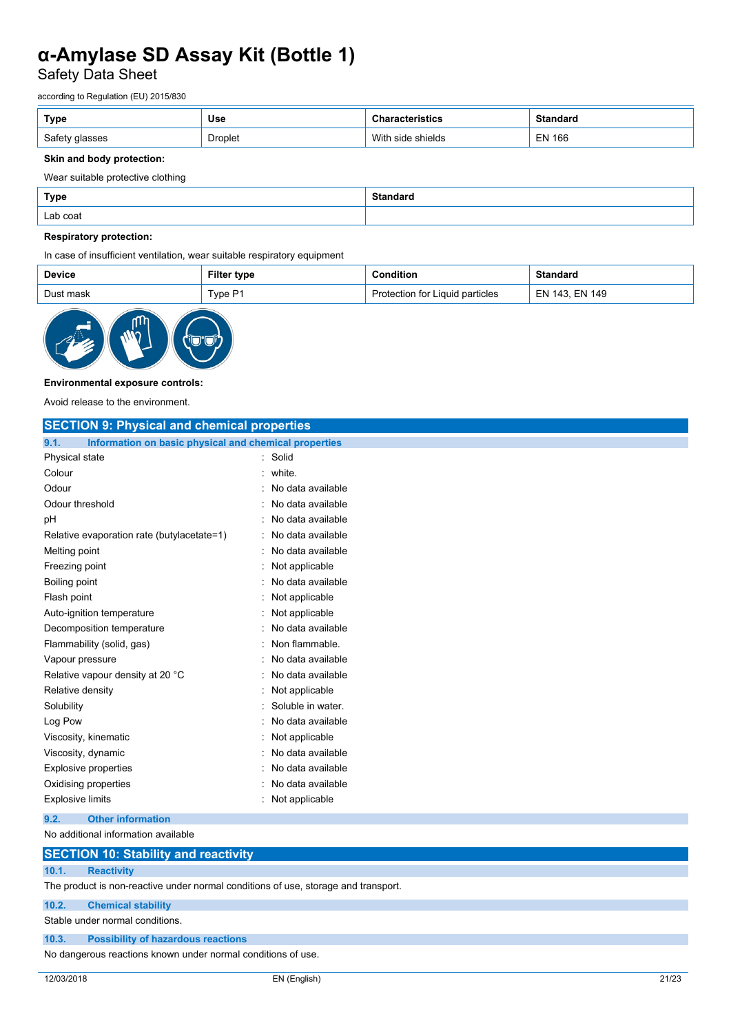| Type | Use | Characteristics | Standard |
|---|---|---|---|
| Safety glasses | Droplet | With side shields | EN 166 |

**Skin and body protection:**

Wear suitable protective clothing

| Type | Standard |
|---|---|
| Lab coat | |

**Respiratory protection:**

In case of insufficient ventilation, wear suitable respiratory equipment

| Device | Filter type | Condition | Standard |
|---|---|---|---|
| Dust mask | Type P1 | Protection for Liquid particles | EN 143, EN 149 |

**Environmental exposure controls:**

Avoid release to the environment.

## SECTION 9: Physical and chemical properties

### 9.1. Information on basic physical and chemical properties

| | |
|---|---|
| Physical state | : Solid |
| Colour | : white. |
| Odour | : No data available |
| Odour threshold | : No data available |
| pH | : No data available |
| Relative evaporation rate (butylacetate=1) | : No data available |
| Melting point | : No data available |
| Freezing point | : Not applicable |
| Boiling point | : No data available |
| Flash point | : Not applicable |
| Auto-ignition temperature | : Not applicable |
| Decomposition temperature | : No data available |
| Flammability (solid, gas) | : Non flammable. |
| Vapour pressure | : No data available |
| Relative vapour density at 20 °C | : No data available |
| Relative density | : Not applicable |
| Solubility | : Soluble in water. |
| Log Pow | : No data available |
| Viscosity, kinematic | : Not applicable |
| Viscosity, dynamic | : No data available |
| Explosive properties | : No data available |
| Oxidising properties | : No data available |
| Explosive limits | : Not applicable |

### 9.2. Other information

No additional information available

## SECTION 10: Stability and reactivity

### 10.1. Reactivity

The product is non-reactive under normal conditions of use, storage and transport.

### 10.2. Chemical stability

Stable under normal conditions.

### 10.3. Possibility of hazardous reactions

No dangerous reactions known under normal conditions of use.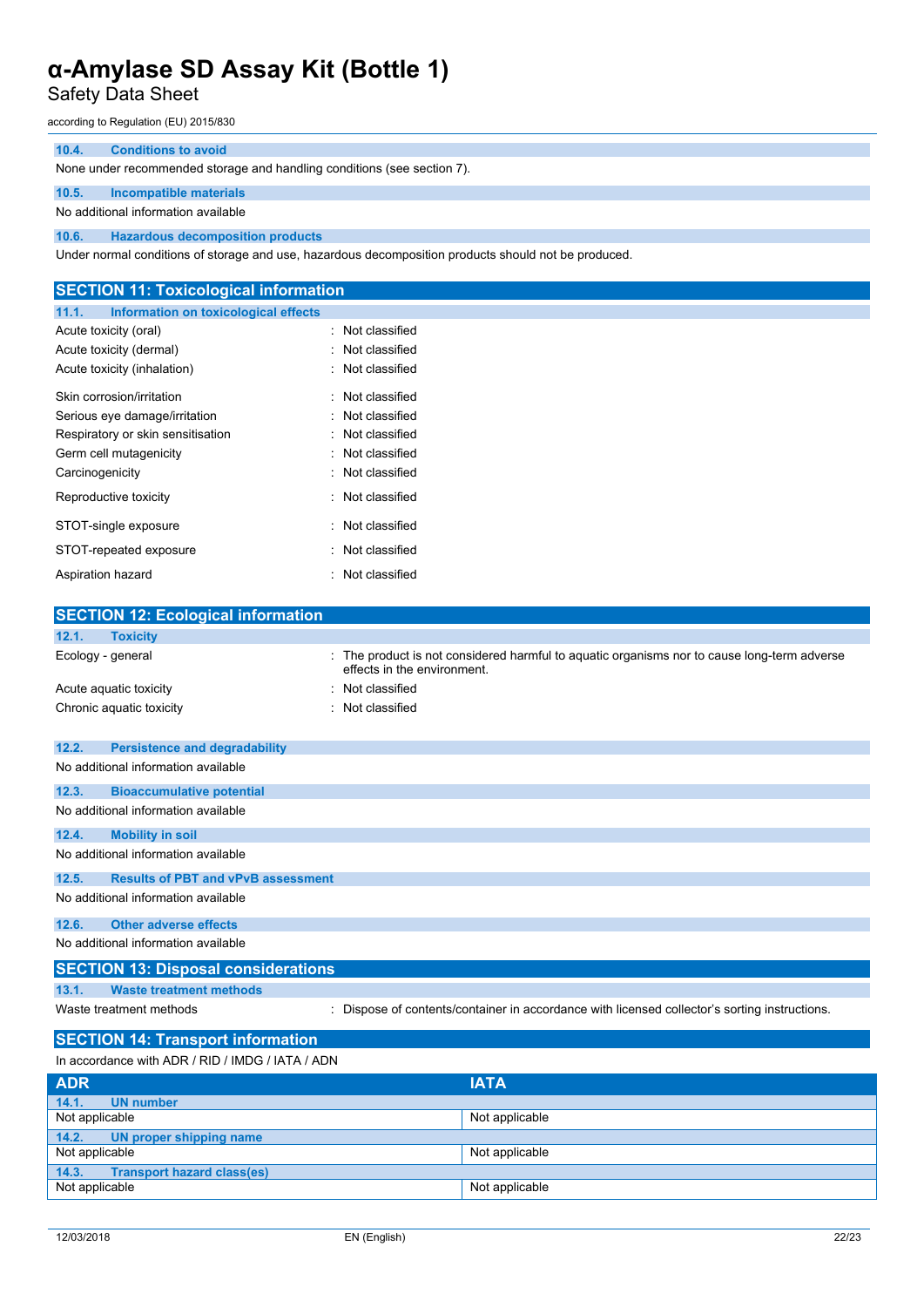#### 10.4. Conditions to avoid

None under recommended storage and handling conditions (see section 7).

#### 10.5. Incompatible materials

No additional information available

#### 10.6. Hazardous decomposition products

Under normal conditions of storage and use, hazardous decomposition products should not be produced.

## SECTION 11: Toxicological information

#### 11.1. Information on toxicological effects

| | |
|---|---|
| Acute toxicity (oral) | : Not classified |
| Acute toxicity (dermal) | : Not classified |
| Acute toxicity (inhalation) | : Not classified |
| Skin corrosion/irritation | : Not classified |
| Serious eye damage/irritation | : Not classified |
| Respiratory or skin sensitisation | : Not classified |
| Germ cell mutagenicity | : Not classified |
| Carcinogenicity | : Not classified |
| Reproductive toxicity | : Not classified |
| STOT-single exposure | : Not classified |
| STOT-repeated exposure | : Not classified |
| Aspiration hazard | : Not classified |

## SECTION 12: Ecological information

#### 12.1. Toxicity

| | |
|---|---|
| Ecology - general | : The product is not considered harmful to aquatic organisms nor to cause long-term adverse effects in the environment. |
| Acute aquatic toxicity | : Not classified |
| Chronic aquatic toxicity | : Not classified |

#### 12.2. Persistence and degradability

No additional information available

#### 12.3. Bioaccumulative potential

No additional information available

#### 12.4. Mobility in soil

No additional information available

#### 12.5. Results of PBT and vPvB assessment

No additional information available

#### 12.6. Other adverse effects

No additional information available

## SECTION 13: Disposal considerations

#### 13.1. Waste treatment methods

| | |
|---|---|
| Waste treatment methods | : Dispose of contents/container in accordance with licensed collector's sorting instructions. |

## SECTION 14: Transport information

In accordance with ADR / RID / IMDG / IATA / ADN

| ADR | IATA |
|---|---|
| **14.1. UN number** | |
| Not applicable | Not applicable |
| **14.2. UN proper shipping name** | |
| Not applicable | Not applicable |
| **14.3. Transport hazard class(es)** | |
| Not applicable | Not applicable |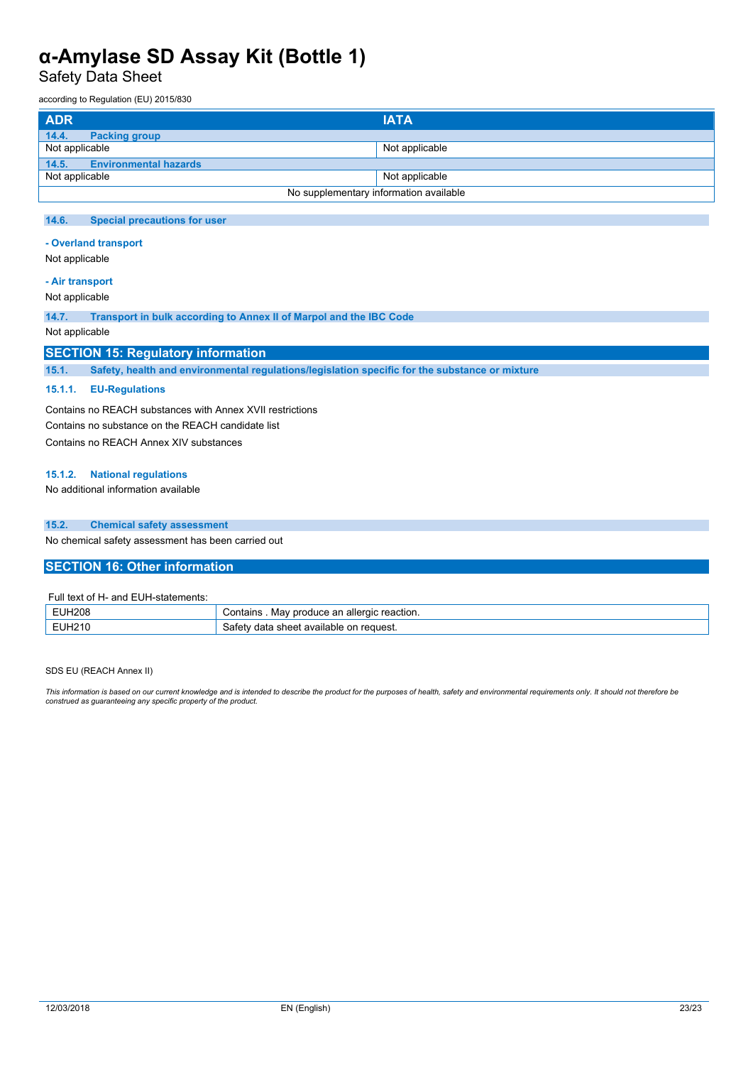| ADR | IATA |
|---|---|
| **14.4. Packing group** | |
| Not applicable | Not applicable |
| **14.5. Environmental hazards** | |
| Not applicable | Not applicable |
| No supplementary information available | |

### 14.6. Special precautions for user

**- Overland transport**

Not applicable

**- Air transport**

Not applicable

### 14.7. Transport in bulk according to Annex II of Marpol and the IBC Code

Not applicable

## SECTION 15: Regulatory information

### 15.1. Safety, health and environmental regulations/legislation specific for the substance or mixture

#### 15.1.1. EU-Regulations

Contains no REACH substances with Annex XVII restrictions

Contains no substance on the REACH candidate list

Contains no REACH Annex XIV substances

#### 15.1.2. National regulations

No additional information available

### 15.2. Chemical safety assessment

No chemical safety assessment has been carried out

## SECTION 16: Other information

Full text of H- and EUH-statements:

| | |
|---|---|
| EUH208 | Contains . May produce an allergic reaction. |
| EUH210 | Safety data sheet available on request. |

SDS EU (REACH Annex II)

*This information is based on our current knowledge and is intended to describe the product for the purposes of health, safety and environmental requirements only. It should not therefore be construed as guaranteeing any specific property of the product.*